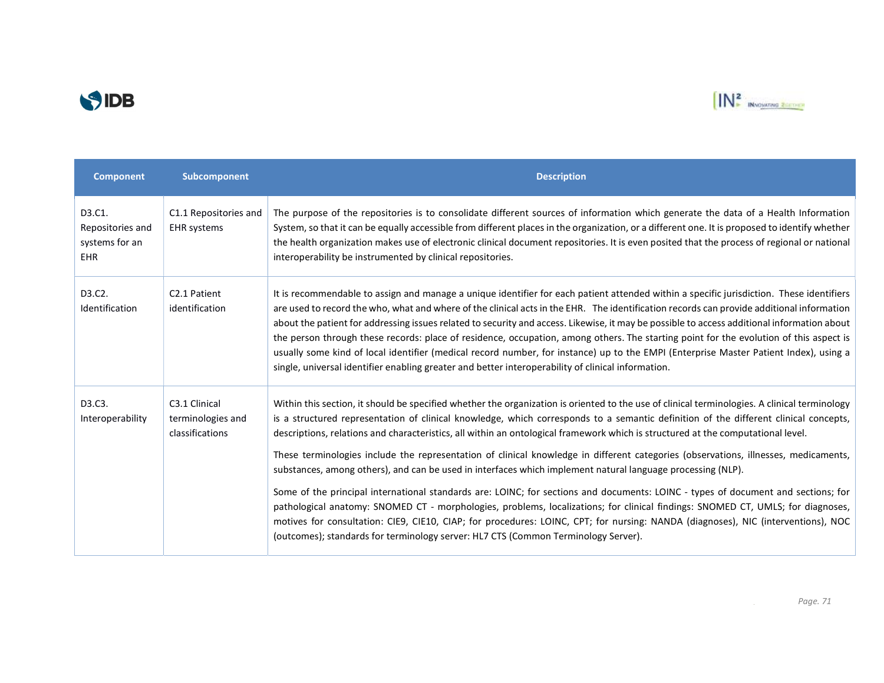| Component | Subcomponent | Description |
|---|---|---|
| D3.C1. Repositories and systems for an EHR | C1.1 Repositories and EHR systems | The purpose of the repositories is to consolidate different sources of information which generate the data of a Health Information System, so that it can be equally accessible from different places in the organization, or a different one. It is proposed to identify whether the health organization makes use of electronic clinical document repositories. It is even posited that the process of regional or national interoperability be instrumented by clinical repositories. |
| D3.C2. Identification | C2.1 Patient identification | It is recommendable to assign and manage a unique identifier for each patient attended within a specific jurisdiction. These identifiers are used to record the who, what and where of the clinical acts in the EHR. The identification records can provide additional information about the patient for addressing issues related to security and access. Likewise, it may be possible to access additional information about the person through these records: place of residence, occupation, among others. The starting point for the evolution of this aspect is usually some kind of local identifier (medical record number, for instance) up to the EMPI (Enterprise Master Patient Index), using a single, universal identifier enabling greater and better interoperability of clinical information. |
| D3.C3. Interoperability | C3.1 Clinical terminologies and classifications | Within this section, it should be specified whether the organization is oriented to the use of clinical terminologies. A clinical terminology is a structured representation of clinical knowledge, which corresponds to a semantic definition of the different clinical concepts, descriptions, relations and characteristics, all within an ontological framework which is structured at the computational level.<br><br>These terminologies include the representation of clinical knowledge in different categories (observations, illnesses, medicaments, substances, among others), and can be used in interfaces which implement natural language processing (NLP).<br><br>Some of the principal international standards are: LOINC; for sections and documents: LOINC - types of document and sections; for pathological anatomy: SNOMED CT - morphologies, problems, localizations; for clinical findings: SNOMED CT, UMLS; for diagnoses, motives for consultation: CIE9, CIE10, CIAP; for procedures: LOINC, CPT; for nursing: NANDA (diagnoses), NIC (interventions), NOC (outcomes); standards for terminology server: HL7 CTS (Common Terminology Server). |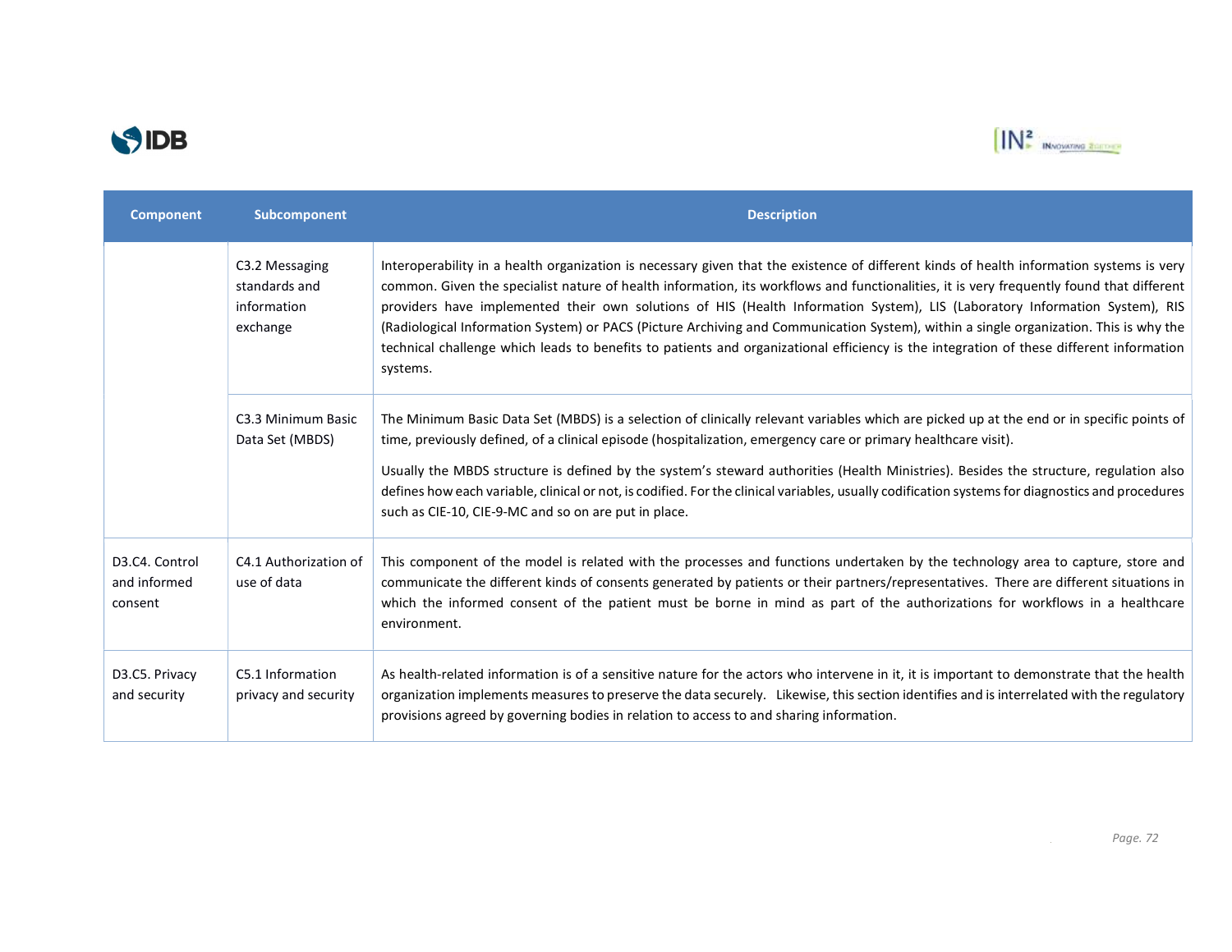| Component | Subcomponent | Description |
|---|---|---|
| | C3.2 Messaging standards and information exchange | Interoperability in a health organization is necessary given that the existence of different kinds of health information systems is very common. Given the specialist nature of health information, its workflows and functionalities, it is very frequently found that different providers have implemented their own solutions of HIS (Health Information System), LIS (Laboratory Information System), RIS (Radiological Information System) or PACS (Picture Archiving and Communication System), within a single organization. This is why the technical challenge which leads to benefits to patients and organizational efficiency is the integration of these different information systems. |
| | C3.3 Minimum Basic Data Set (MBDS) | The Minimum Basic Data Set (MBDS) is a selection of clinically relevant variables which are picked up at the end or in specific points of time, previously defined, of a clinical episode (hospitalization, emergency care or primary healthcare visit).<br><br>Usually the MBDS structure is defined by the system's steward authorities (Health Ministries). Besides the structure, regulation also defines how each variable, clinical or not, is codified. For the clinical variables, usually codification systems for diagnostics and procedures such as CIE-10, CIE-9-MC and so on are put in place. |
| D3.C4. Control and informed consent | C4.1 Authorization of use of data | This component of the model is related with the processes and functions undertaken by the technology area to capture, store and communicate the different kinds of consents generated by patients or their partners/representatives. There are different situations in which the informed consent of the patient must be borne in mind as part of the authorizations for workflows in a healthcare environment. |
| D3.C5. Privacy and security | C5.1 Information privacy and security | As health-related information is of a sensitive nature for the actors who intervene in it, it is important to demonstrate that the health organization implements measures to preserve the data securely. Likewise, this section identifies and is interrelated with the regulatory provisions agreed by governing bodies in relation to access to and sharing information. |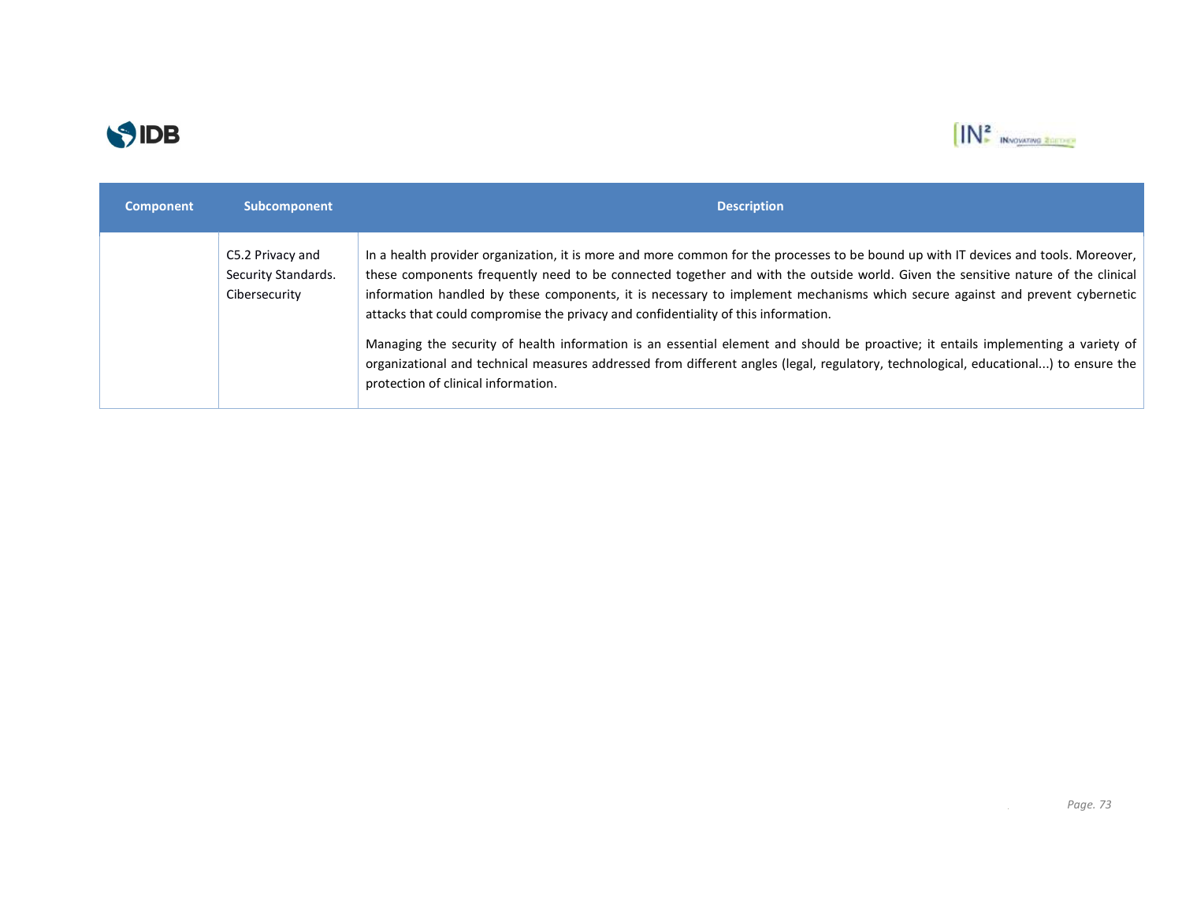| Component | Subcomponent | Description |
|---|---|---|
| | C5.2 Privacy and Security Standards. Cibersecurity | In a health provider organization, it is more and more common for the processes to be bound up with IT devices and tools. Moreover, these components frequently need to be connected together and with the outside world. Given the sensitive nature of the clinical information handled by these components, it is necessary to implement mechanisms which secure against and prevent cybernetic attacks that could compromise the privacy and confidentiality of this information.<br><br>Managing the security of health information is an essential element and should be proactive; it entails implementing a variety of organizational and technical measures addressed from different angles (legal, regulatory, technological, educational...) to ensure the protection of clinical information. |